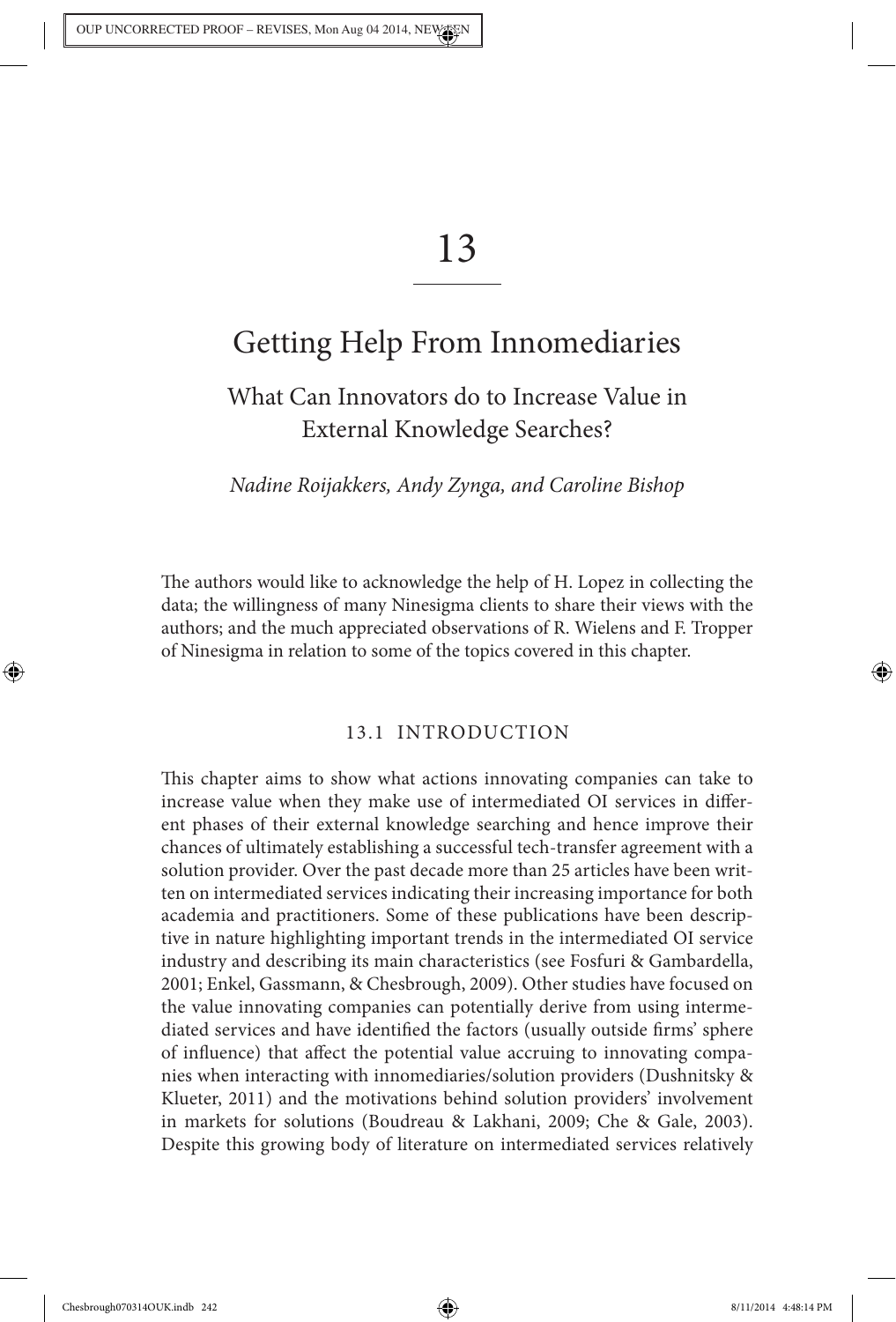# 13

## Getting Help From Innomediaries

### What Can Innovators do to Increase Value in External Knowledge Searches?

*Nadine Roijakkers, Andy Zynga, and Caroline Bishop*

The authors would like to acknowledge the help of H. Lopez in collecting the data; the willingness of many Ninesigma clients to share their views with the authors; and the much appreciated observations of R. Wielens and F. Tropper of Ninesigma in relation to some of the topics covered in this chapter.

### 13.1 INTRODUCTION

This chapter aims to show what actions innovating companies can take to increase value when they make use of intermediated OI services in different phases of their external knowledge searching and hence improve their chances of ultimately establishing a successful tech-transfer agreement with a solution provider. Over the past decade more than 25 articles have been written on intermediated services indicating their increasing importance for both academia and practitioners. Some of these publications have been descriptive in nature highlighting important trends in the intermediated OI service industry and describing its main characteristics (see Fosfuri & Gambardella, 2001; Enkel, Gassmann, & Chesbrough, 2009). Other studies have focused on the value innovating companies can potentially derive from using intermediated services and have identified the factors (usually outside firms' sphere of influence) that affect the potential value accruing to innovating companies when interacting with innomediaries/solution providers (Dushnitsky & Klueter, 2011) and the motivations behind solution providers' involvement in markets for solutions (Boudreau & Lakhani, 2009; Che & Gale, 2003). Despite this growing body of literature on intermediated services relatively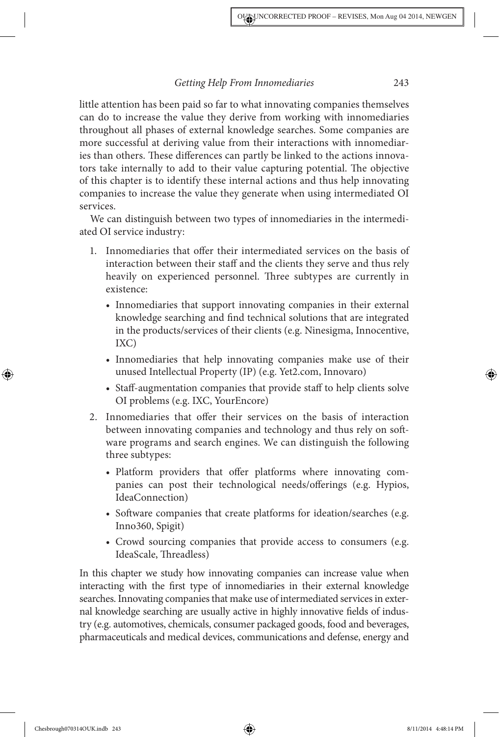little attention has been paid so far to what innovating companies themselves can do to increase the value they derive from working with innomediaries throughout all phases of external knowledge searches. Some companies are more successful at deriving value from their interactions with innomediaries than others. These differences can partly be linked to the actions innovators take internally to add to their value capturing potential. The objective of this chapter is to identify these internal actions and thus help innovating companies to increase the value they generate when using intermediated OI services.

We can distinguish between two types of innomediaries in the intermediated OI service industry:

1. Innomediaries that offer their intermediated services on the basis of interaction between their staff and the clients they serve and thus rely heavily on experienced personnel. Three subtypes are currently in existence:
   - Innomediaries that support innovating companies in their external knowledge searching and find technical solutions that are integrated in the products/services of their clients (e.g. Ninesigma, Innocentive, IXC)
   - Innomediaries that help innovating companies make use of their unused Intellectual Property (IP) (e.g. Yet2.com, Innovaro)
   - Staff-augmentation companies that provide staff to help clients solve OI problems (e.g. IXC, YourEncore)
2. Innomediaries that offer their services on the basis of interaction between innovating companies and technology and thus rely on software programs and search engines. We can distinguish the following three subtypes:
   - Platform providers that offer platforms where innovating companies can post their technological needs/offerings (e.g. Hypios, IdeaConnection)
   - Software companies that create platforms for ideation/searches (e.g. Inno360, Spigit)
   - Crowd sourcing companies that provide access to consumers (e.g. IdeaScale, Threadless)

In this chapter we study how innovating companies can increase value when interacting with the first type of innomediaries in their external knowledge searches. Innovating companies that make use of intermediated services in external knowledge searching are usually active in highly innovative fields of industry (e.g. automotives, chemicals, consumer packaged goods, food and beverages, pharmaceuticals and medical devices, communications and defense, energy and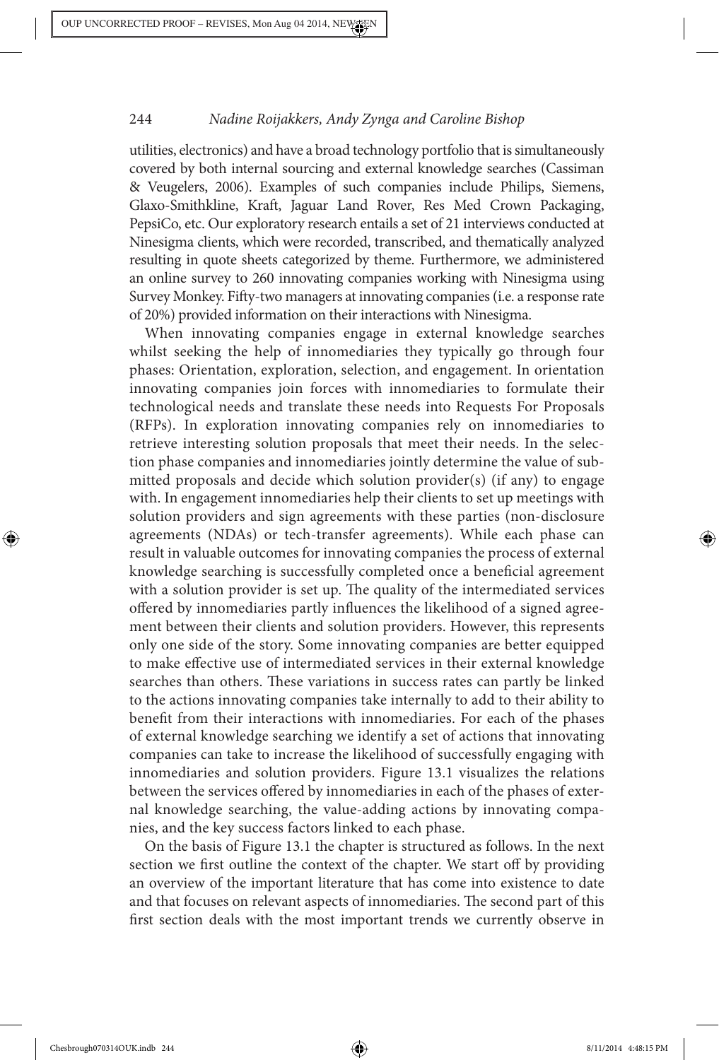utilities, electronics) and have a broad technology portfolio that is simultaneously covered by both internal sourcing and external knowledge searches (Cassiman & Veugelers, 2006). Examples of such companies include Philips, Siemens, Glaxo-Smithkline, Kraft, Jaguar Land Rover, Res Med Crown Packaging, PepsiCo, etc. Our exploratory research entails a set of 21 interviews conducted at Ninesigma clients, which were recorded, transcribed, and thematically analyzed resulting in quote sheets categorized by theme. Furthermore, we administered an online survey to 260 innovating companies working with Ninesigma using Survey Monkey. Fifty-two managers at innovating companies (i.e. a response rate of 20%) provided information on their interactions with Ninesigma.

When innovating companies engage in external knowledge searches whilst seeking the help of innomediaries they typically go through four phases: Orientation, exploration, selection, and engagement. In orientation innovating companies join forces with innomediaries to formulate their technological needs and translate these needs into Requests For Proposals (RFPs). In exploration innovating companies rely on innomediaries to retrieve interesting solution proposals that meet their needs. In the selection phase companies and innomediaries jointly determine the value of submitted proposals and decide which solution provider(s) (if any) to engage with. In engagement innomediaries help their clients to set up meetings with solution providers and sign agreements with these parties (non-disclosure agreements (NDAs) or tech-transfer agreements). While each phase can result in valuable outcomes for innovating companies the process of external knowledge searching is successfully completed once a beneficial agreement with a solution provider is set up. The quality of the intermediated services offered by innomediaries partly influences the likelihood of a signed agreement between their clients and solution providers. However, this represents only one side of the story. Some innovating companies are better equipped to make effective use of intermediated services in their external knowledge searches than others. These variations in success rates can partly be linked to the actions innovating companies take internally to add to their ability to benefit from their interactions with innomediaries. For each of the phases of external knowledge searching we identify a set of actions that innovating companies can take to increase the likelihood of successfully engaging with innomediaries and solution providers. Figure 13.1 visualizes the relations between the services offered by innomediaries in each of the phases of external knowledge searching, the value-adding actions by innovating companies, and the key success factors linked to each phase.

On the basis of Figure 13.1 the chapter is structured as follows. In the next section we first outline the context of the chapter. We start off by providing an overview of the important literature that has come into existence to date and that focuses on relevant aspects of innomediaries. The second part of this first section deals with the most important trends we currently observe in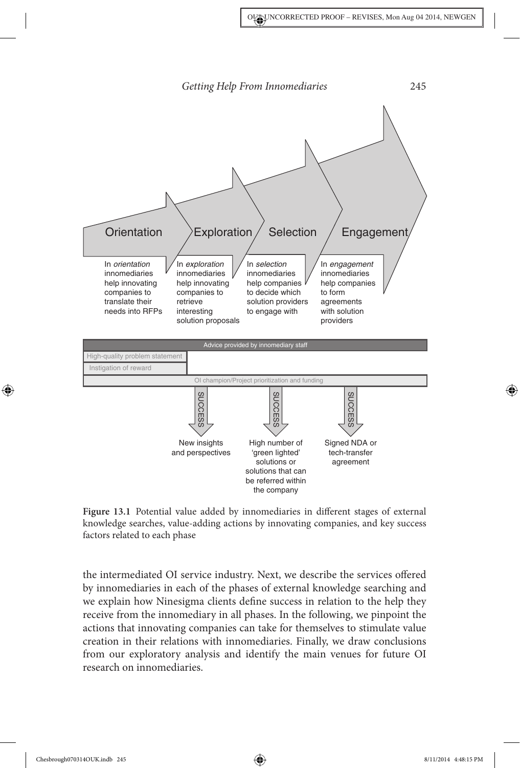Orientation | Exploration | Selection | Engagement

In *orientation* innomediaries help innovating companies to translate their needs into RFPs

In *exploration* innomediaries help innovating companies to retrieve interesting solution proposals

In *selection* innomediaries help companies to decide which solution providers to engage with

In *engagement* innomediaries help companies to form agreements with solution providers

Advice provided by innomediary staff

High-quality problem statement

Instigation of reward

OI champion/Project prioritization and funding

SUCCESS: New insights and perspectives

SUCCESS: High number of 'green lighted' solutions or solutions that can be referred within the company

SUCCESS: Signed NDA or tech-transfer agreement

**Figure 13.1** Potential value added by innomediaries in different stages of external knowledge searches, value-adding actions by innovating companies, and key success factors related to each phase

the intermediated OI service industry. Next, we describe the services offered by innomediaries in each of the phases of external knowledge searching and we explain how Ninesigma clients define success in relation to the help they receive from the innomediary in all phases. In the following, we pinpoint the actions that innovating companies can take for themselves to stimulate value creation in their relations with innomediaries. Finally, we draw conclusions from our exploratory analysis and identify the main venues for future OI research on innomediaries.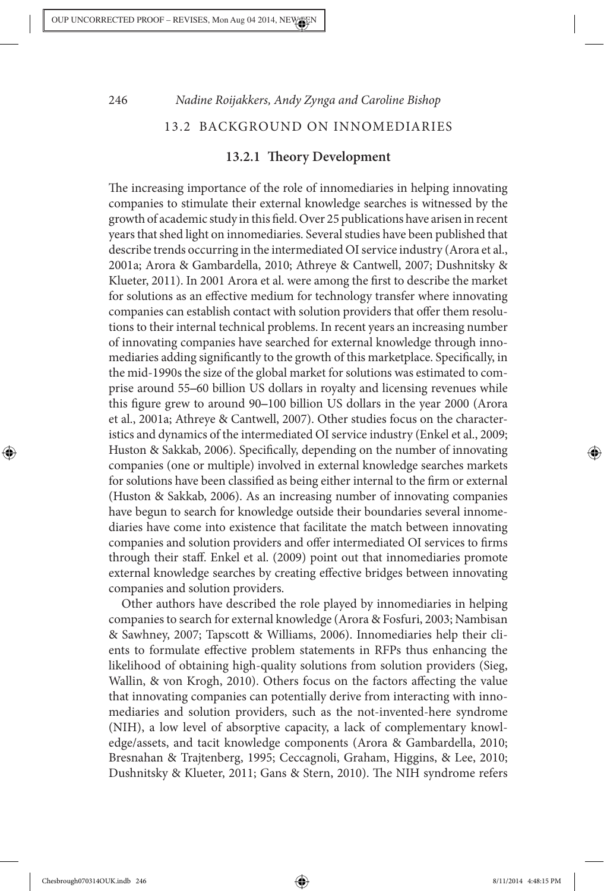## 13.2 BACKGROUND ON INNOMEDIARIES

### 13.2.1 Theory Development

The increasing importance of the role of innomediaries in helping innovating companies to stimulate their external knowledge searches is witnessed by the growth of academic study in this field. Over 25 publications have arisen in recent years that shed light on innomediaries. Several studies have been published that describe trends occurring in the intermediated OI service industry (Arora et al., 2001a; Arora & Gambardella, 2010; Athreye & Cantwell, 2007; Dushnitsky & Klueter, 2011). In 2001 Arora et al. were among the first to describe the market for solutions as an effective medium for technology transfer where innovating companies can establish contact with solution providers that offer them resolutions to their internal technical problems. In recent years an increasing number of innovating companies have searched for external knowledge through innomediaries adding significantly to the growth of this marketplace. Specifically, in the mid-1990s the size of the global market for solutions was estimated to comprise around 55–60 billion US dollars in royalty and licensing revenues while this figure grew to around 90–100 billion US dollars in the year 2000 (Arora et al., 2001a; Athreye & Cantwell, 2007). Other studies focus on the characteristics and dynamics of the intermediated OI service industry (Enkel et al., 2009; Huston & Sakkab, 2006). Specifically, depending on the number of innovating companies (one or multiple) involved in external knowledge searches markets for solutions have been classified as being either internal to the firm or external (Huston & Sakkab, 2006). As an increasing number of innovating companies have begun to search for knowledge outside their boundaries several innomediaries have come into existence that facilitate the match between innovating companies and solution providers and offer intermediated OI services to firms through their staff. Enkel et al. (2009) point out that innomediaries promote external knowledge searches by creating effective bridges between innovating companies and solution providers.

Other authors have described the role played by innomediaries in helping companies to search for external knowledge (Arora & Fosfuri, 2003; Nambisan & Sawhney, 2007; Tapscott & Williams, 2006). Innomediaries help their clients to formulate effective problem statements in RFPs thus enhancing the likelihood of obtaining high-quality solutions from solution providers (Sieg, Wallin, & von Krogh, 2010). Others focus on the factors affecting the value that innovating companies can potentially derive from interacting with innomediaries and solution providers, such as the not-invented-here syndrome (NIH), a low level of absorptive capacity, a lack of complementary knowledge/assets, and tacit knowledge components (Arora & Gambardella, 2010; Bresnahan & Trajtenberg, 1995; Ceccagnoli, Graham, Higgins, & Lee, 2010; Dushnitsky & Klueter, 2011; Gans & Stern, 2010). The NIH syndrome refers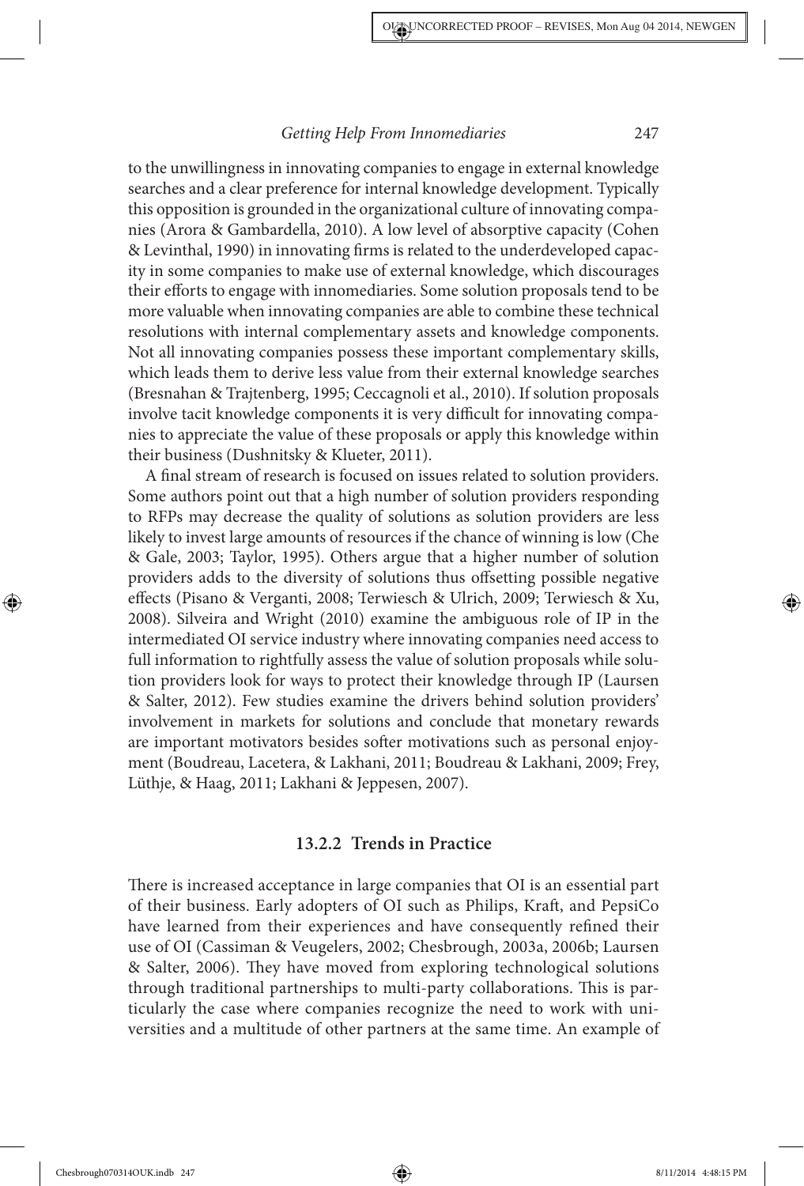to the unwillingness in innovating companies to engage in external knowledge searches and a clear preference for internal knowledge development. Typically this opposition is grounded in the organizational culture of innovating companies (Arora & Gambardella, 2010). A low level of absorptive capacity (Cohen & Levinthal, 1990) in innovating firms is related to the underdeveloped capacity in some companies to make use of external knowledge, which discourages their efforts to engage with innomediaries. Some solution proposals tend to be more valuable when innovating companies are able to combine these technical resolutions with internal complementary assets and knowledge components. Not all innovating companies possess these important complementary skills, which leads them to derive less value from their external knowledge searches (Bresnahan & Trajtenberg, 1995; Ceccagnoli et al., 2010). If solution proposals involve tacit knowledge components it is very difficult for innovating companies to appreciate the value of these proposals or apply this knowledge within their business (Dushnitsky & Klueter, 2011).

A final stream of research is focused on issues related to solution providers. Some authors point out that a high number of solution providers responding to RFPs may decrease the quality of solutions as solution providers are less likely to invest large amounts of resources if the chance of winning is low (Che & Gale, 2003; Taylor, 1995). Others argue that a higher number of solution providers adds to the diversity of solutions thus offsetting possible negative effects (Pisano & Verganti, 2008; Terwiesch & Ulrich, 2009; Terwiesch & Xu, 2008). Silveira and Wright (2010) examine the ambiguous role of IP in the intermediated OI service industry where innovating companies need access to full information to rightfully assess the value of solution proposals while solution providers look for ways to protect their knowledge through IP (Laursen & Salter, 2012). Few studies examine the drivers behind solution providers' involvement in markets for solutions and conclude that monetary rewards are important motivators besides softer motivations such as personal enjoyment (Boudreau, Lacetera, & Lakhani, 2011; Boudreau & Lakhani, 2009; Frey, Lüthje, & Haag, 2011; Lakhani & Jeppesen, 2007).

### 13.2.2 Trends in Practice

There is increased acceptance in large companies that OI is an essential part of their business. Early adopters of OI such as Philips, Kraft, and PepsiCo have learned from their experiences and have consequently refined their use of OI (Cassiman & Veugelers, 2002; Chesbrough, 2003a, 2006b; Laursen & Salter, 2006). They have moved from exploring technological solutions through traditional partnerships to multi-party collaborations. This is particularly the case where companies recognize the need to work with universities and a multitude of other partners at the same time. An example of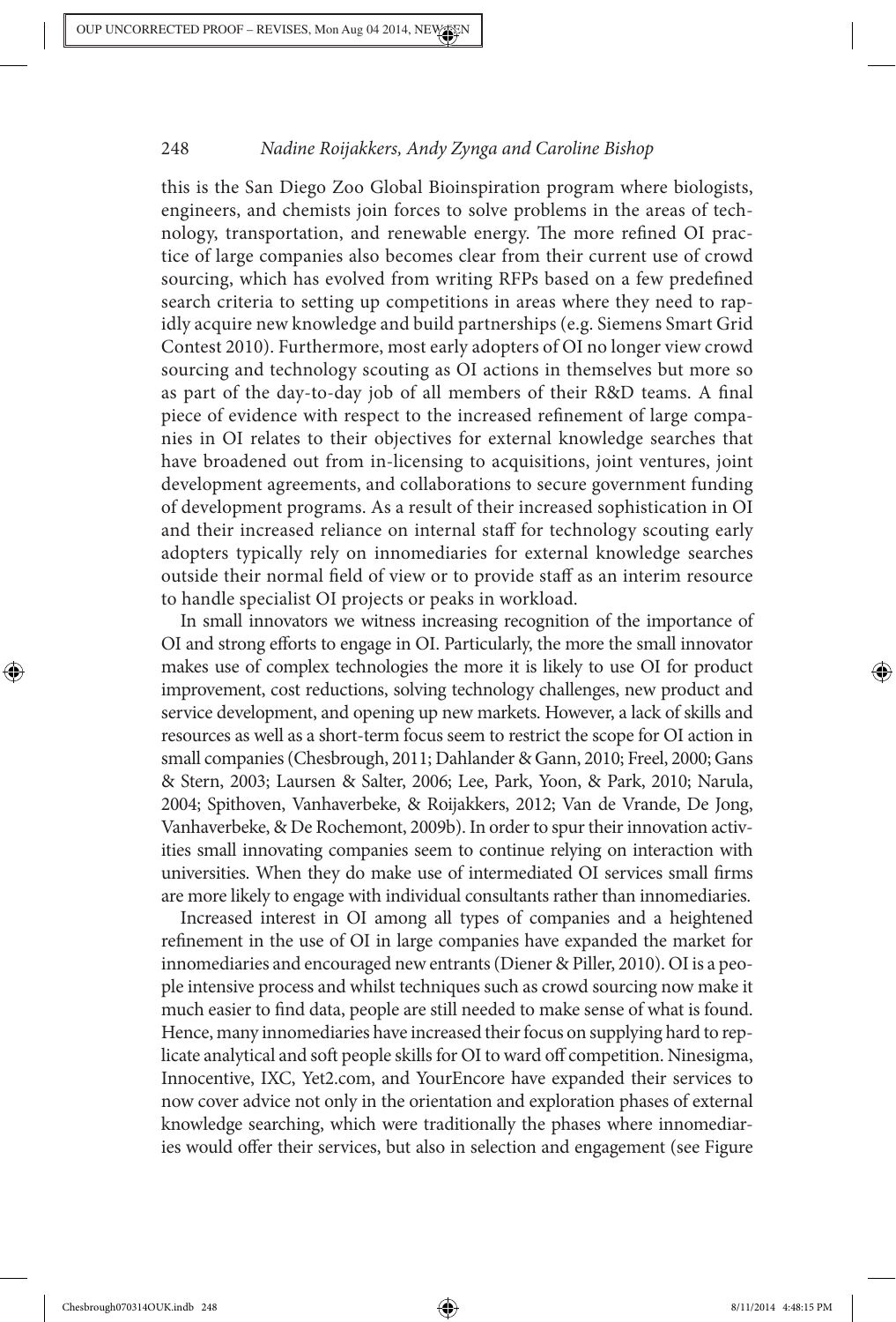this is the San Diego Zoo Global Bioinspiration program where biologists, engineers, and chemists join forces to solve problems in the areas of technology, transportation, and renewable energy. The more refined OI practice of large companies also becomes clear from their current use of crowd sourcing, which has evolved from writing RFPs based on a few predefined search criteria to setting up competitions in areas where they need to rapidly acquire new knowledge and build partnerships (e.g. Siemens Smart Grid Contest 2010). Furthermore, most early adopters of OI no longer view crowd sourcing and technology scouting as OI actions in themselves but more so as part of the day-to-day job of all members of their R&D teams. A final piece of evidence with respect to the increased refinement of large companies in OI relates to their objectives for external knowledge searches that have broadened out from in-licensing to acquisitions, joint ventures, joint development agreements, and collaborations to secure government funding of development programs. As a result of their increased sophistication in OI and their increased reliance on internal staff for technology scouting early adopters typically rely on innomediaries for external knowledge searches outside their normal field of view or to provide staff as an interim resource to handle specialist OI projects or peaks in workload.

In small innovators we witness increasing recognition of the importance of OI and strong efforts to engage in OI. Particularly, the more the small innovator makes use of complex technologies the more it is likely to use OI for product improvement, cost reductions, solving technology challenges, new product and service development, and opening up new markets. However, a lack of skills and resources as well as a short-term focus seem to restrict the scope for OI action in small companies (Chesbrough, 2011; Dahlander & Gann, 2010; Freel, 2000; Gans & Stern, 2003; Laursen & Salter, 2006; Lee, Park, Yoon, & Park, 2010; Narula, 2004; Spithoven, Vanhaverbeke, & Roijakkers, 2012; Van de Vrande, De Jong, Vanhaverbeke, & De Rochemont, 2009b). In order to spur their innovation activities small innovating companies seem to continue relying on interaction with universities. When they do make use of intermediated OI services small firms are more likely to engage with individual consultants rather than innomediaries.

Increased interest in OI among all types of companies and a heightened refinement in the use of OI in large companies have expanded the market for innomediaries and encouraged new entrants (Diener & Piller, 2010). OI is a people intensive process and whilst techniques such as crowd sourcing now make it much easier to find data, people are still needed to make sense of what is found. Hence, many innomediaries have increased their focus on supplying hard to replicate analytical and soft people skills for OI to ward off competition. Ninesigma, Innocentive, IXC, Yet2.com, and YourEncore have expanded their services to now cover advice not only in the orientation and exploration phases of external knowledge searching, which were traditionally the phases where innomediaries would offer their services, but also in selection and engagement (see Figure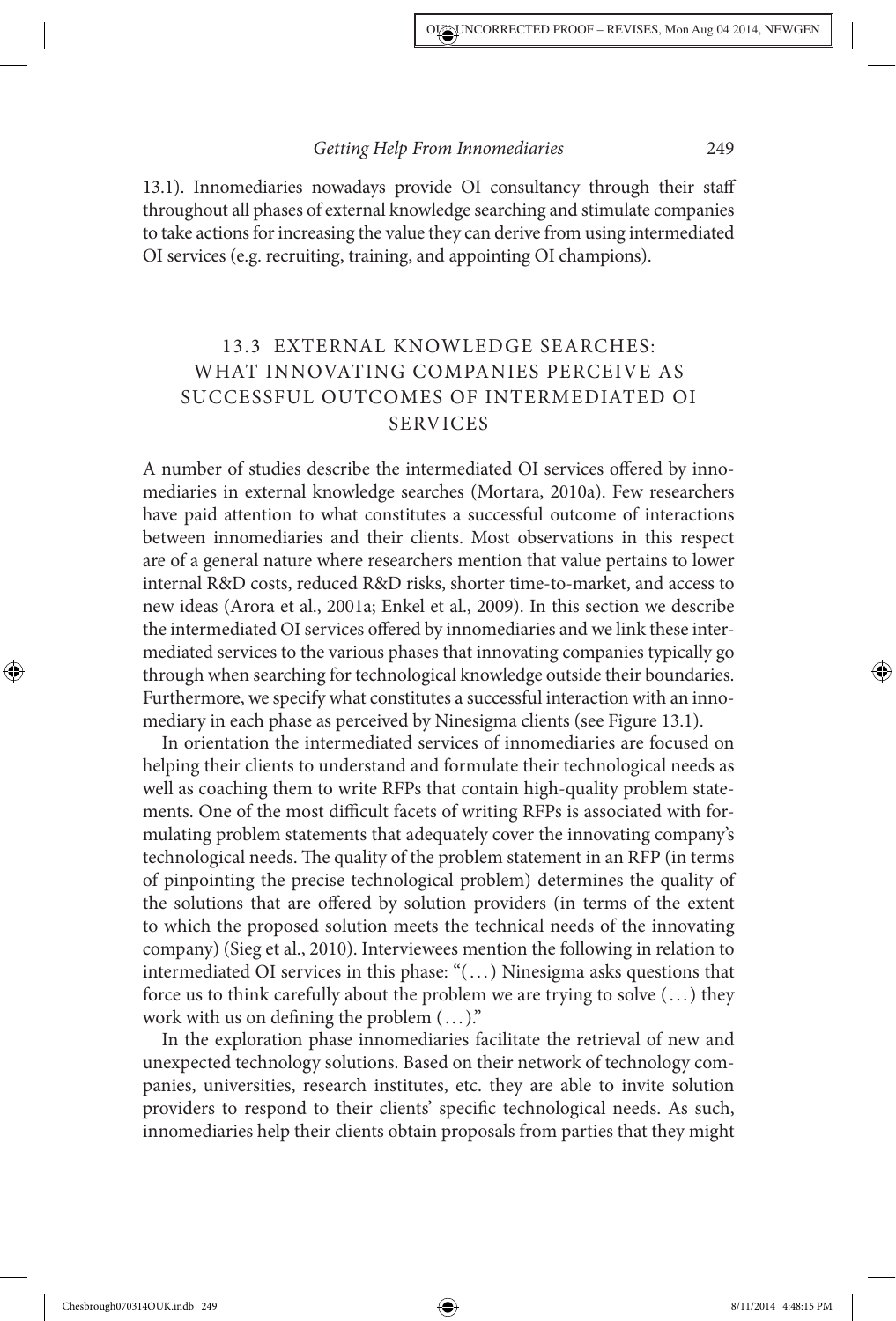13.1). Innomediaries nowadays provide OI consultancy through their staff throughout all phases of external knowledge searching and stimulate companies to take actions for increasing the value they can derive from using intermediated OI services (e.g. recruiting, training, and appointing OI champions).

## 13.3 EXTERNAL KNOWLEDGE SEARCHES: WHAT INNOVATING COMPANIES PERCEIVE AS SUCCESSFUL OUTCOMES OF INTERMEDIATED OI SERVICES

A number of studies describe the intermediated OI services offered by innomediaries in external knowledge searches (Mortara, 2010a). Few researchers have paid attention to what constitutes a successful outcome of interactions between innomediaries and their clients. Most observations in this respect are of a general nature where researchers mention that value pertains to lower internal R&D costs, reduced R&D risks, shorter time-to-market, and access to new ideas (Arora et al., 2001a; Enkel et al., 2009). In this section we describe the intermediated OI services offered by innomediaries and we link these intermediated services to the various phases that innovating companies typically go through when searching for technological knowledge outside their boundaries. Furthermore, we specify what constitutes a successful interaction with an innomediary in each phase as perceived by Ninesigma clients (see Figure 13.1).

In orientation the intermediated services of innomediaries are focused on helping their clients to understand and formulate their technological needs as well as coaching them to write RFPs that contain high-quality problem statements. One of the most difficult facets of writing RFPs is associated with formulating problem statements that adequately cover the innovating company's technological needs. The quality of the problem statement in an RFP (in terms of pinpointing the precise technological problem) determines the quality of the solutions that are offered by solution providers (in terms of the extent to which the proposed solution meets the technical needs of the innovating company) (Sieg et al., 2010). Interviewees mention the following in relation to intermediated OI services in this phase: "(…) Ninesigma asks questions that force us to think carefully about the problem we are trying to solve (…) they work with us on defining the problem (…)."

In the exploration phase innomediaries facilitate the retrieval of new and unexpected technology solutions. Based on their network of technology companies, universities, research institutes, etc. they are able to invite solution providers to respond to their clients' specific technological needs. As such, innomediaries help their clients obtain proposals from parties that they might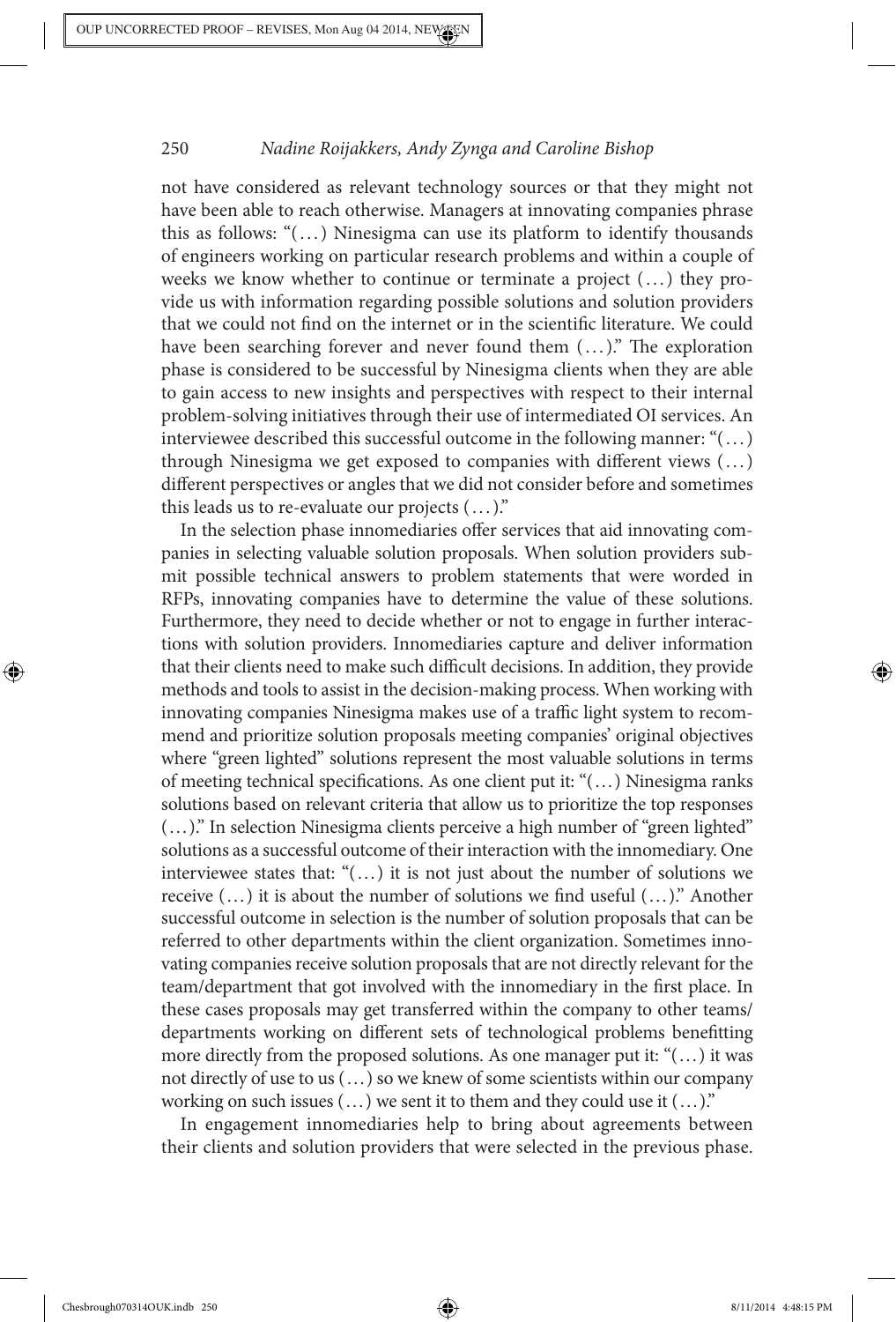not have considered as relevant technology sources or that they might not have been able to reach otherwise. Managers at innovating companies phrase this as follows: "(. . .) Ninesigma can use its platform to identify thousands of engineers working on particular research problems and within a couple of weeks we know whether to continue or terminate a project (. . .) they provide us with information regarding possible solutions and solution providers that we could not find on the internet or in the scientific literature. We could have been searching forever and never found them (. . .)." The exploration phase is considered to be successful by Ninesigma clients when they are able to gain access to new insights and perspectives with respect to their internal problem-solving initiatives through their use of intermediated OI services. An interviewee described this successful outcome in the following manner: "(. . .) through Ninesigma we get exposed to companies with different views (. . .) different perspectives or angles that we did not consider before and sometimes this leads us to re-evaluate our projects (. . .)."

In the selection phase innomediaries offer services that aid innovating companies in selecting valuable solution proposals. When solution providers submit possible technical answers to problem statements that were worded in RFPs, innovating companies have to determine the value of these solutions. Furthermore, they need to decide whether or not to engage in further interactions with solution providers. Innomediaries capture and deliver information that their clients need to make such difficult decisions. In addition, they provide methods and tools to assist in the decision-making process. When working with innovating companies Ninesigma makes use of a traffic light system to recommend and prioritize solution proposals meeting companies' original objectives where "green lighted" solutions represent the most valuable solutions in terms of meeting technical specifications. As one client put it: "(. . .) Ninesigma ranks solutions based on relevant criteria that allow us to prioritize the top responses (. . .)." In selection Ninesigma clients perceive a high number of "green lighted" solutions as a successful outcome of their interaction with the innomediary. One interviewee states that: "(. . .) it is not just about the number of solutions we receive (. . .) it is about the number of solutions we find useful (. . .)." Another successful outcome in selection is the number of solution proposals that can be referred to other departments within the client organization. Sometimes innovating companies receive solution proposals that are not directly relevant for the team/department that got involved with the innomediary in the first place. In these cases proposals may get transferred within the company to other teams/departments working on different sets of technological problems benefitting more directly from the proposed solutions. As one manager put it: "(. . .) it was not directly of use to us (. . .) so we knew of some scientists within our company working on such issues (. . .) we sent it to them and they could use it (. . .)."

In engagement innomediaries help to bring about agreements between their clients and solution providers that were selected in the previous phase.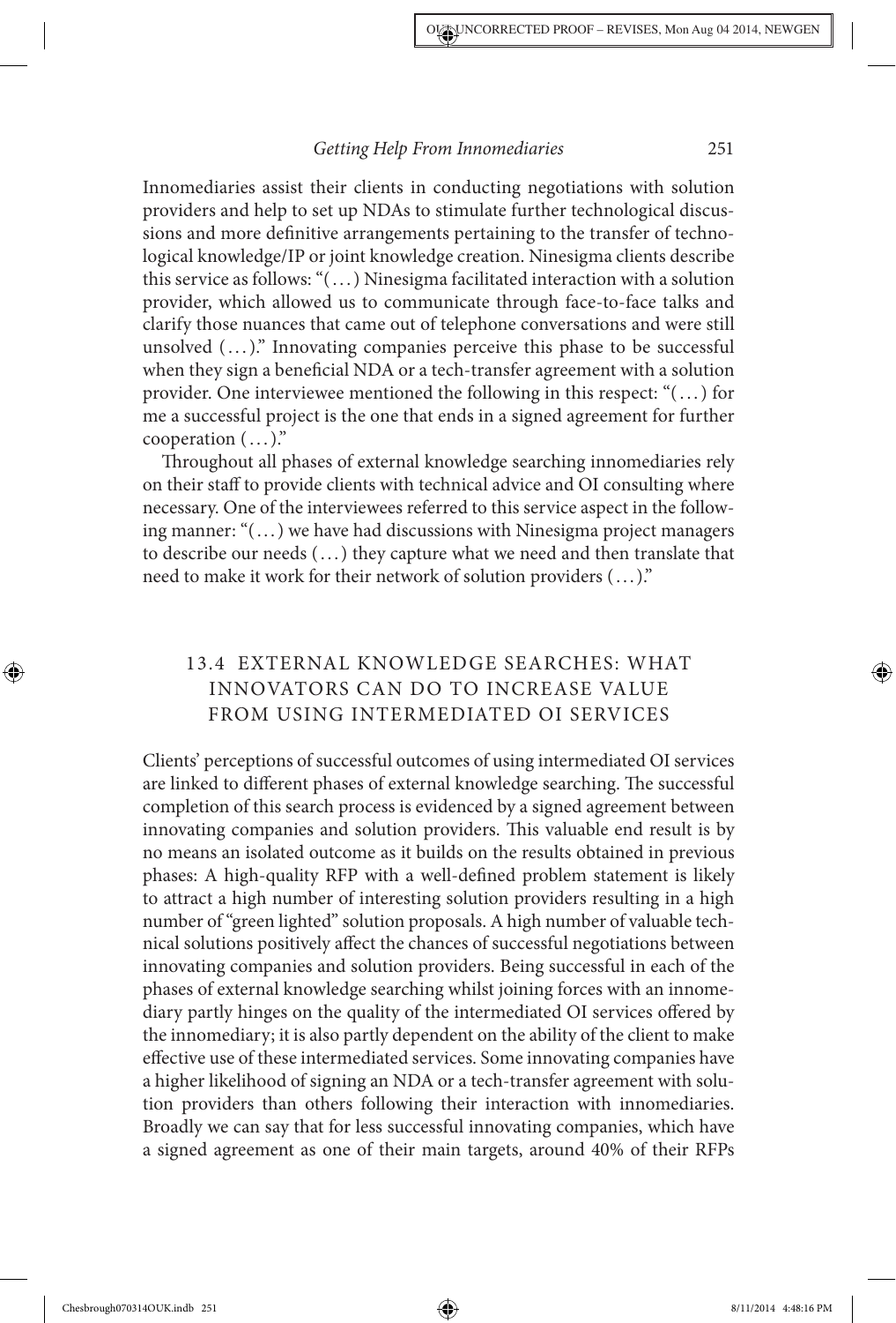Innomediaries assist their clients in conducting negotiations with solution providers and help to set up NDAs to stimulate further technological discussions and more definitive arrangements pertaining to the transfer of technological knowledge/IP or joint knowledge creation. Ninesigma clients describe this service as follows: "(. . .) Ninesigma facilitated interaction with a solution provider, which allowed us to communicate through face-to-face talks and clarify those nuances that came out of telephone conversations and were still unsolved (. . .)." Innovating companies perceive this phase to be successful when they sign a beneficial NDA or a tech-transfer agreement with a solution provider. One interviewee mentioned the following in this respect: "(. . .) for me a successful project is the one that ends in a signed agreement for further cooperation (. . .)."

Throughout all phases of external knowledge searching innomediaries rely on their staff to provide clients with technical advice and OI consulting where necessary. One of the interviewees referred to this service aspect in the following manner: "(. . .) we have had discussions with Ninesigma project managers to describe our needs (. . .) they capture what we need and then translate that need to make it work for their network of solution providers (. . .)."

## 13.4 External Knowledge Searches: What Innovators Can Do to Increase Value from Using Intermediated OI Services

Clients' perceptions of successful outcomes of using intermediated OI services are linked to different phases of external knowledge searching. The successful completion of this search process is evidenced by a signed agreement between innovating companies and solution providers. This valuable end result is by no means an isolated outcome as it builds on the results obtained in previous phases: A high-quality RFP with a well-defined problem statement is likely to attract a high number of interesting solution providers resulting in a high number of "green lighted" solution proposals. A high number of valuable technical solutions positively affect the chances of successful negotiations between innovating companies and solution providers. Being successful in each of the phases of external knowledge searching whilst joining forces with an innomediary partly hinges on the quality of the intermediated OI services offered by the innomediary; it is also partly dependent on the ability of the client to make effective use of these intermediated services. Some innovating companies have a higher likelihood of signing an NDA or a tech-transfer agreement with solution providers than others following their interaction with innomediaries. Broadly we can say that for less successful innovating companies, which have a signed agreement as one of their main targets, around 40% of their RFPs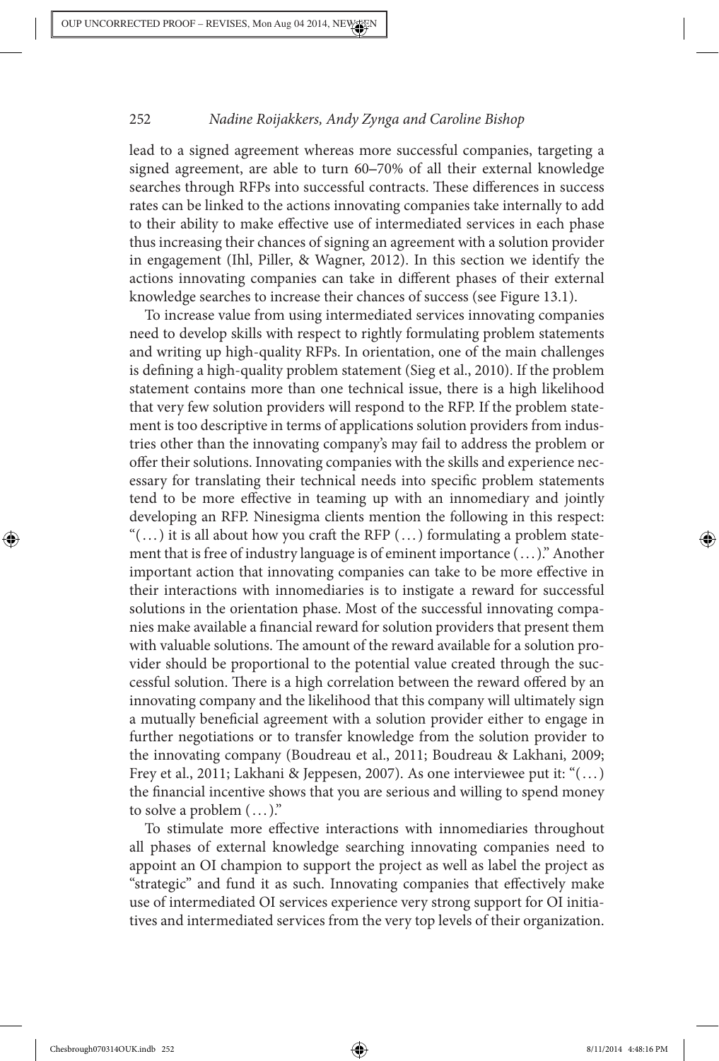lead to a signed agreement whereas more successful companies, targeting a signed agreement, are able to turn 60–70% of all their external knowledge searches through RFPs into successful contracts. These differences in success rates can be linked to the actions innovating companies take internally to add to their ability to make effective use of intermediated services in each phase thus increasing their chances of signing an agreement with a solution provider in engagement (Ihl, Piller, & Wagner, 2012). In this section we identify the actions innovating companies can take in different phases of their external knowledge searches to increase their chances of success (see Figure 13.1).

To increase value from using intermediated services innovating companies need to develop skills with respect to rightly formulating problem statements and writing up high-quality RFPs. In orientation, one of the main challenges is defining a high-quality problem statement (Sieg et al., 2010). If the problem statement contains more than one technical issue, there is a high likelihood that very few solution providers will respond to the RFP. If the problem statement is too descriptive in terms of applications solution providers from industries other than the innovating company's may fail to address the problem or offer their solutions. Innovating companies with the skills and experience necessary for translating their technical needs into specific problem statements tend to be more effective in teaming up with an innomediary and jointly developing an RFP. Ninesigma clients mention the following in this respect: "(...) it is all about how you craft the RFP (...) formulating a problem statement that is free of industry language is of eminent importance (...)." Another important action that innovating companies can take to be more effective in their interactions with innomediaries is to instigate a reward for successful solutions in the orientation phase. Most of the successful innovating companies make available a financial reward for solution providers that present them with valuable solutions. The amount of the reward available for a solution provider should be proportional to the potential value created through the successful solution. There is a high correlation between the reward offered by an innovating company and the likelihood that this company will ultimately sign a mutually beneficial agreement with a solution provider either to engage in further negotiations or to transfer knowledge from the solution provider to the innovating company (Boudreau et al., 2011; Boudreau & Lakhani, 2009; Frey et al., 2011; Lakhani & Jeppesen, 2007). As one interviewee put it: "(...) the financial incentive shows that you are serious and willing to spend money to solve a problem (...)."

To stimulate more effective interactions with innomediaries throughout all phases of external knowledge searching innovating companies need to appoint an OI champion to support the project as well as label the project as "strategic" and fund it as such. Innovating companies that effectively make use of intermediated OI services experience very strong support for OI initiatives and intermediated services from the very top levels of their organization.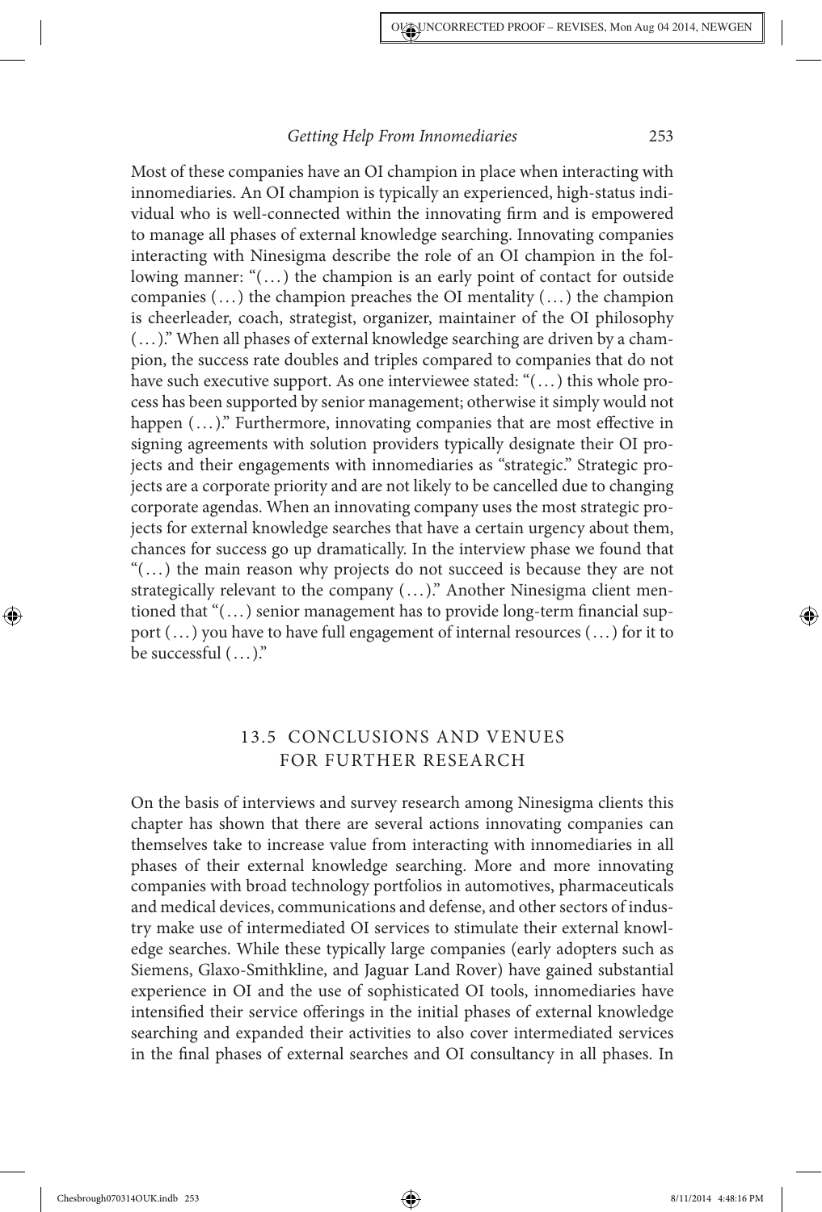Most of these companies have an OI champion in place when interacting with innomediaries. An OI champion is typically an experienced, high-status individual who is well-connected within the innovating firm and is empowered to manage all phases of external knowledge searching. Innovating companies interacting with Ninesigma describe the role of an OI champion in the following manner: "(…) the champion is an early point of contact for outside companies (…) the champion preaches the OI mentality (…) the champion is cheerleader, coach, strategist, organizer, maintainer of the OI philosophy (…)." When all phases of external knowledge searching are driven by a champion, the success rate doubles and triples compared to companies that do not have such executive support. As one interviewee stated: "(…) this whole process has been supported by senior management; otherwise it simply would not happen (…)." Furthermore, innovating companies that are most effective in signing agreements with solution providers typically designate their OI projects and their engagements with innomediaries as "strategic." Strategic projects are a corporate priority and are not likely to be cancelled due to changing corporate agendas. When an innovating company uses the most strategic projects for external knowledge searches that have a certain urgency about them, chances for success go up dramatically. In the interview phase we found that "(…) the main reason why projects do not succeed is because they are not strategically relevant to the company (…)." Another Ninesigma client mentioned that "(…) senior management has to provide long-term financial support (…) you have to have full engagement of internal resources (…) for it to be successful (…)."

## 13.5 CONCLUSIONS AND VENUES FOR FURTHER RESEARCH

On the basis of interviews and survey research among Ninesigma clients this chapter has shown that there are several actions innovating companies can themselves take to increase value from interacting with innomediaries in all phases of their external knowledge searching. More and more innovating companies with broad technology portfolios in automotives, pharmaceuticals and medical devices, communications and defense, and other sectors of industry make use of intermediated OI services to stimulate their external knowledge searches. While these typically large companies (early adopters such as Siemens, Glaxo-Smithkline, and Jaguar Land Rover) have gained substantial experience in OI and the use of sophisticated OI tools, innomediaries have intensified their service offerings in the initial phases of external knowledge searching and expanded their activities to also cover intermediated services in the final phases of external searches and OI consultancy in all phases. In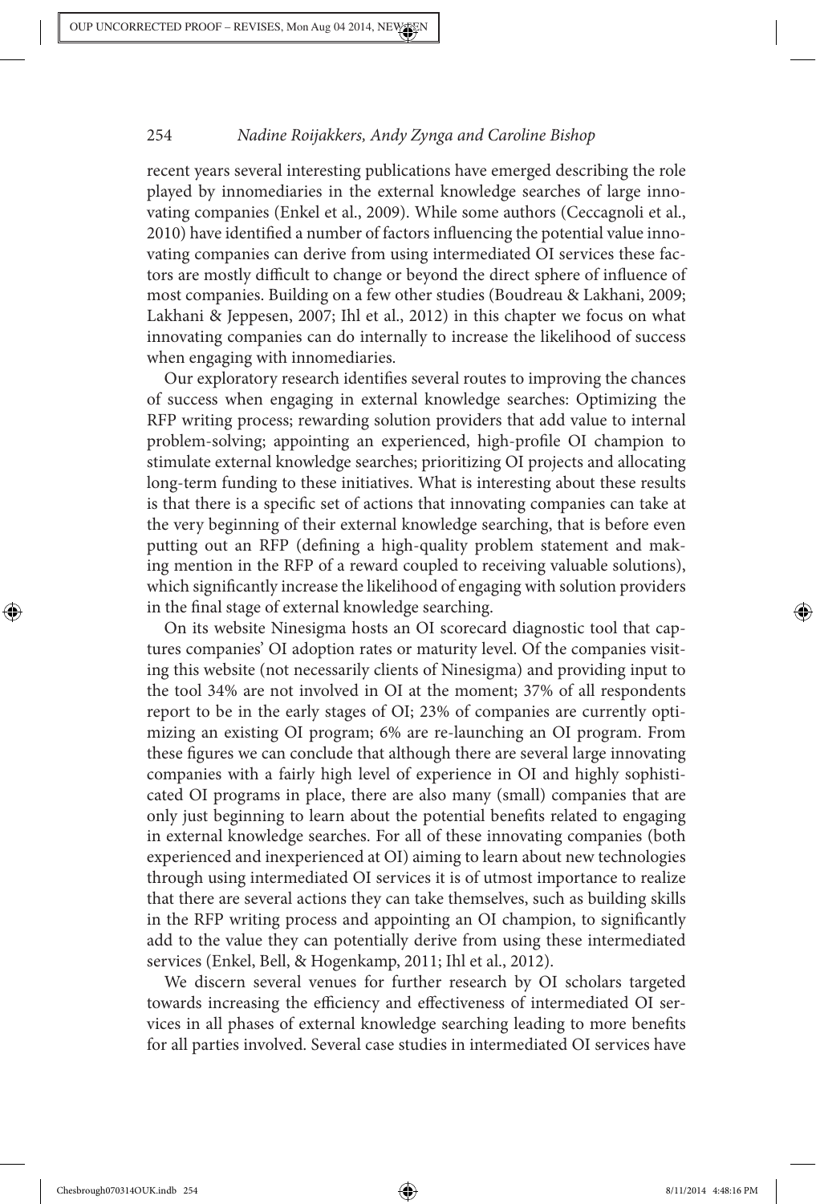recent years several interesting publications have emerged describing the role played by innomediaries in the external knowledge searches of large innovating companies (Enkel et al., 2009). While some authors (Ceccagnoli et al., 2010) have identified a number of factors influencing the potential value innovating companies can derive from using intermediated OI services these factors are mostly difficult to change or beyond the direct sphere of influence of most companies. Building on a few other studies (Boudreau & Lakhani, 2009; Lakhani & Jeppesen, 2007; Ihl et al., 2012) in this chapter we focus on what innovating companies can do internally to increase the likelihood of success when engaging with innomediaries.

Our exploratory research identifies several routes to improving the chances of success when engaging in external knowledge searches: Optimizing the RFP writing process; rewarding solution providers that add value to internal problem-solving; appointing an experienced, high-profile OI champion to stimulate external knowledge searches; prioritizing OI projects and allocating long-term funding to these initiatives. What is interesting about these results is that there is a specific set of actions that innovating companies can take at the very beginning of their external knowledge searching, that is before even putting out an RFP (defining a high-quality problem statement and making mention in the RFP of a reward coupled to receiving valuable solutions), which significantly increase the likelihood of engaging with solution providers in the final stage of external knowledge searching.

On its website Ninesigma hosts an OI scorecard diagnostic tool that captures companies' OI adoption rates or maturity level. Of the companies visiting this website (not necessarily clients of Ninesigma) and providing input to the tool 34% are not involved in OI at the moment; 37% of all respondents report to be in the early stages of OI; 23% of companies are currently optimizing an existing OI program; 6% are re-launching an OI program. From these figures we can conclude that although there are several large innovating companies with a fairly high level of experience in OI and highly sophisticated OI programs in place, there are also many (small) companies that are only just beginning to learn about the potential benefits related to engaging in external knowledge searches. For all of these innovating companies (both experienced and inexperienced at OI) aiming to learn about new technologies through using intermediated OI services it is of utmost importance to realize that there are several actions they can take themselves, such as building skills in the RFP writing process and appointing an OI champion, to significantly add to the value they can potentially derive from using these intermediated services (Enkel, Bell, & Hogenkamp, 2011; Ihl et al., 2012).

We discern several venues for further research by OI scholars targeted towards increasing the efficiency and effectiveness of intermediated OI services in all phases of external knowledge searching leading to more benefits for all parties involved. Several case studies in intermediated OI services have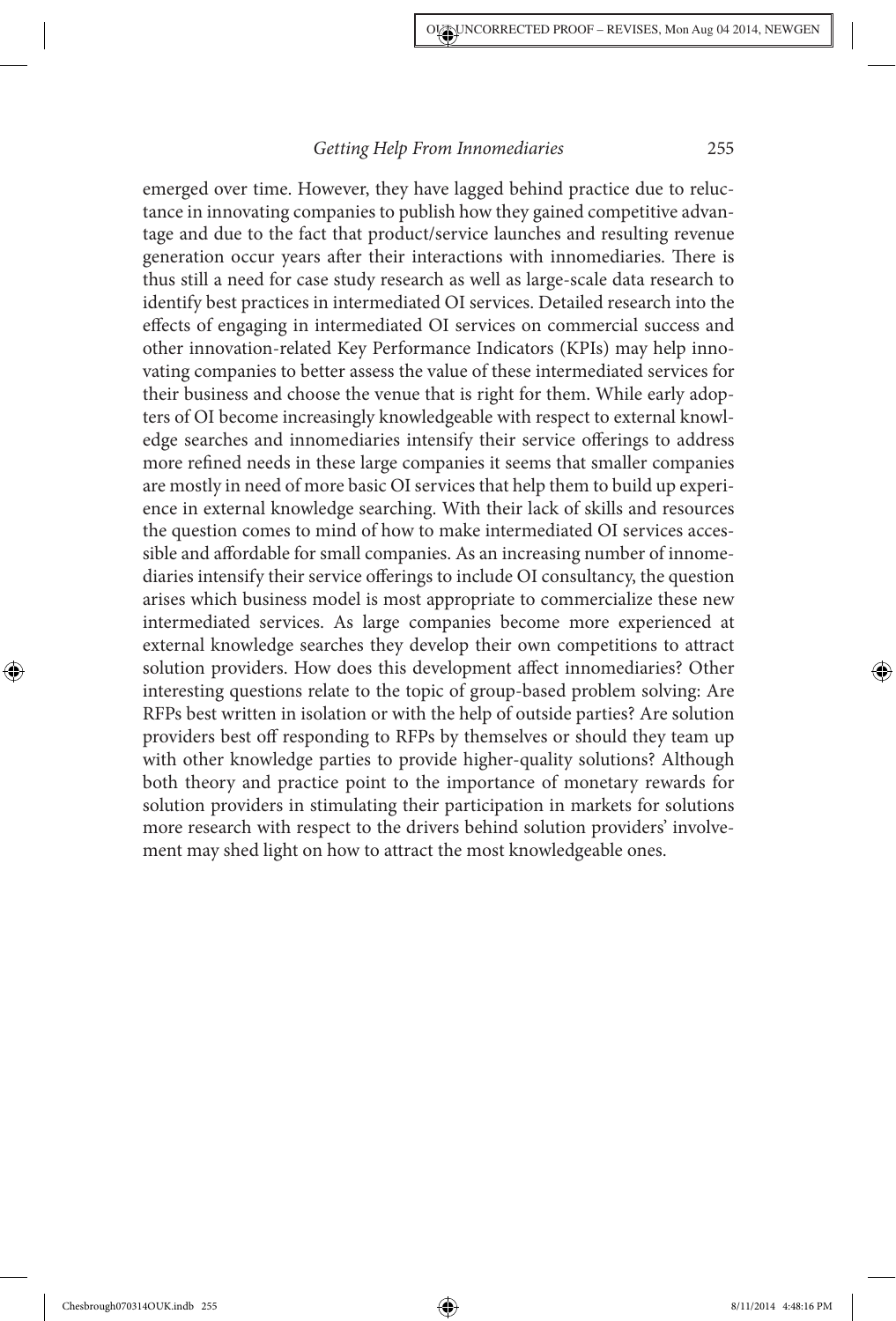emerged over time. However, they have lagged behind practice due to reluctance in innovating companies to publish how they gained competitive advantage and due to the fact that product/service launches and resulting revenue generation occur years after their interactions with innomediaries. There is thus still a need for case study research as well as large-scale data research to identify best practices in intermediated OI services. Detailed research into the effects of engaging in intermediated OI services on commercial success and other innovation-related Key Performance Indicators (KPIs) may help innovating companies to better assess the value of these intermediated services for their business and choose the venue that is right for them. While early adopters of OI become increasingly knowledgeable with respect to external knowledge searches and innomediaries intensify their service offerings to address more refined needs in these large companies it seems that smaller companies are mostly in need of more basic OI services that help them to build up experience in external knowledge searching. With their lack of skills and resources the question comes to mind of how to make intermediated OI services accessible and affordable for small companies. As an increasing number of innomediaries intensify their service offerings to include OI consultancy, the question arises which business model is most appropriate to commercialize these new intermediated services. As large companies become more experienced at external knowledge searches they develop their own competitions to attract solution providers. How does this development affect innomediaries? Other interesting questions relate to the topic of group-based problem solving: Are RFPs best written in isolation or with the help of outside parties? Are solution providers best off responding to RFPs by themselves or should they team up with other knowledge parties to provide higher-quality solutions? Although both theory and practice point to the importance of monetary rewards for solution providers in stimulating their participation in markets for solutions more research with respect to the drivers behind solution providers' involvement may shed light on how to attract the most knowledgeable ones.